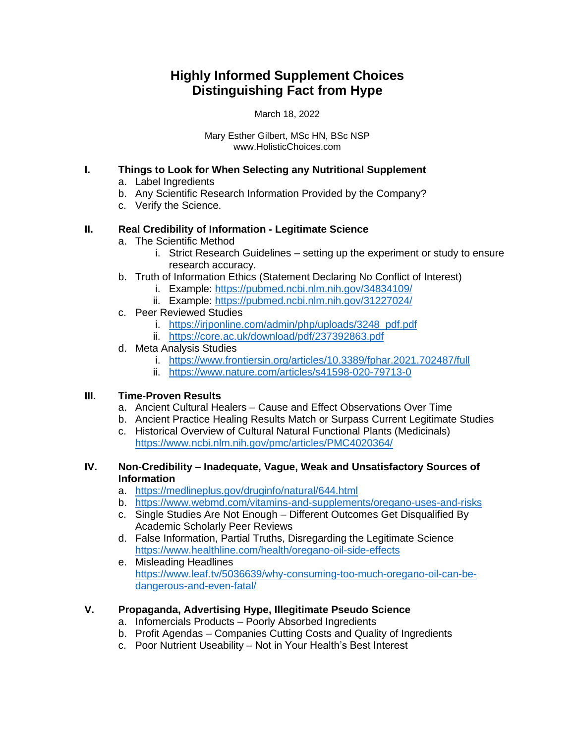# Highly Informed Supplement Choices
# Distinguishing Fact from Hype

March 18, 2022

Mary Esther Gilbert, MSc HN, BSc NSP
www.HolisticChoices.com

## I. Things to Look for When Selecting any Nutritional Supplement

a. Label Ingredients
b. Any Scientific Research Information Provided by the Company?
c. Verify the Science.

## II. Real Credibility of Information - Legitimate Science

a. The Scientific Method
   i. Strict Research Guidelines – setting up the experiment or study to ensure research accuracy.
b. Truth of Information Ethics (Statement Declaring No Conflict of Interest)
   i. Example: https://pubmed.ncbi.nlm.nih.gov/34834109/
   ii. Example: https://pubmed.ncbi.nlm.nih.gov/31227024/
c. Peer Reviewed Studies
   i. https://irjponline.com/admin/php/uploads/3248_pdf.pdf
   ii. https://core.ac.uk/download/pdf/237392863.pdf
d. Meta Analysis Studies
   i. https://www.frontiersin.org/articles/10.3389/fphar.2021.702487/full
   ii. https://www.nature.com/articles/s41598-020-79713-0

## III. Time-Proven Results

a. Ancient Cultural Healers – Cause and Effect Observations Over Time
b. Ancient Practice Healing Results Match or Surpass Current Legitimate Studies
c. Historical Overview of Cultural Natural Functional Plants (Medicinals) https://www.ncbi.nlm.nih.gov/pmc/articles/PMC4020364/

## IV. Non-Credibility – Inadequate, Vague, Weak and Unsatisfactory Sources of Information

a. https://medlineplus.gov/druginfo/natural/644.html
b. https://www.webmd.com/vitamins-and-supplements/oregano-uses-and-risks
c. Single Studies Are Not Enough – Different Outcomes Get Disqualified By Academic Scholarly Peer Reviews
d. False Information, Partial Truths, Disregarding the Legitimate Science https://www.healthline.com/health/oregano-oil-side-effects
e. Misleading Headlines https://www.leaf.tv/5036639/why-consuming-too-much-oregano-oil-can-be-dangerous-and-even-fatal/

## V. Propaganda, Advertising Hype, Illegitimate Pseudo Science

a. Infomercials Products – Poorly Absorbed Ingredients
b. Profit Agendas – Companies Cutting Costs and Quality of Ingredients
c. Poor Nutrient Useability – Not in Your Health's Best Interest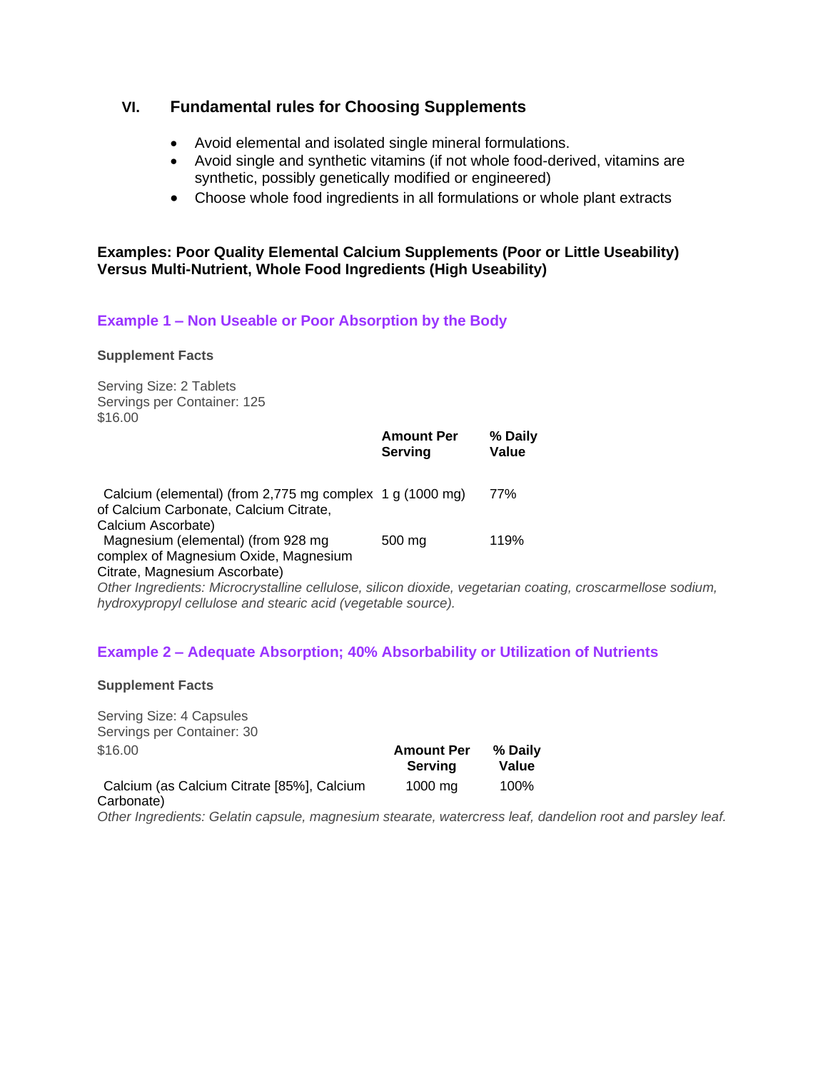## VI. Fundamental rules for Choosing Supplements

- Avoid elemental and isolated single mineral formulations.
- Avoid single and synthetic vitamins (if not whole food-derived, vitamins are synthetic, possibly genetically modified or engineered)
- Choose whole food ingredients in all formulations or whole plant extracts

**Examples: Poor Quality Elemental Calcium Supplements (Poor or Little Useability) Versus Multi-Nutrient, Whole Food Ingredients (High Useability)**

### Example 1 – Non Useable or Poor Absorption by the Body

**Supplement Facts**

Serving Size: 2 Tablets
Servings per Container: 125
$16.00

| | Amount Per Serving | % Daily Value |
|---|---|---|
| Calcium (elemental) (from 2,775 mg complex of Calcium Carbonate, Calcium Citrate, Calcium Ascorbate) | 1 g (1000 mg) | 77% |
| Magnesium (elemental) (from 928 mg complex of Magnesium Oxide, Magnesium Citrate, Magnesium Ascorbate) | 500 mg | 119% |

*Other Ingredients: Microcrystalline cellulose, silicon dioxide, vegetarian coating, croscarmellose sodium, hydroxypropyl cellulose and stearic acid (vegetable source).*

### Example 2 – Adequate Absorption; 40% Absorbability or Utilization of Nutrients

**Supplement Facts**

Serving Size: 4 Capsules
Servings per Container: 30
$16.00

| | Amount Per Serving | % Daily Value |
|---|---|---|
| Calcium (as Calcium Citrate [85%], Calcium Carbonate) | 1000 mg | 100% |

*Other Ingredients: Gelatin capsule, magnesium stearate, watercress leaf, dandelion root and parsley leaf.*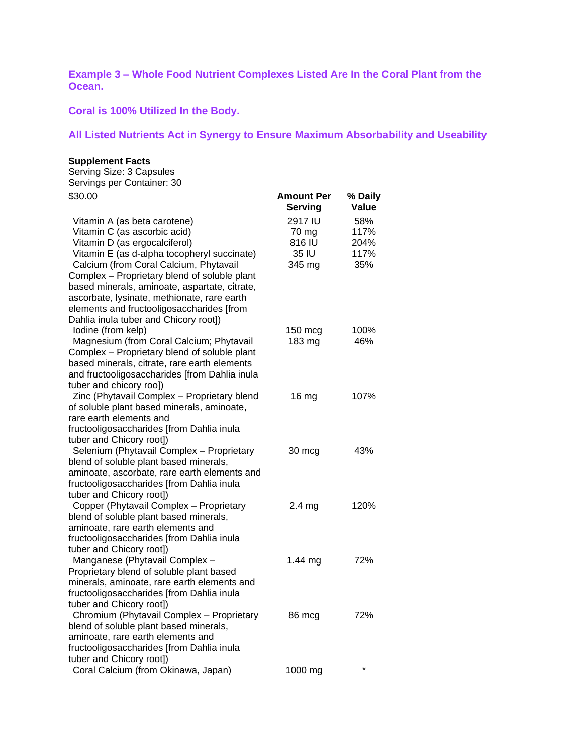**Example 3 – Whole Food Nutrient Complexes Listed Are In the Coral Plant from the Ocean.**

**Coral is 100% Utilized In the Body.**

**All Listed Nutrients Act in Synergy to Ensure Maximum Absorbability and Useability**

**Supplement Facts**
Serving Size: 3 Capsules
Servings per Container: 30

| $30.00 | Amount Per Serving | % Daily Value |
|---|---|---|
| Vitamin A (as beta carotene) | 2917 IU | 58% |
| Vitamin C (as ascorbic acid) | 70 mg | 117% |
| Vitamin D (as ergocalciferol) | 816 IU | 204% |
| Vitamin E (as d-alpha tocopheryl succinate) | 35 IU | 117% |
| Calcium (from Coral Calcium, Phytavail Complex – Proprietary blend of soluble plant based minerals, aminoate, aspartate, citrate, ascorbate, lysinate, methionate, rare earth elements and fructooligosaccharides [from Dahlia inula tuber and Chicory root]) | 345 mg | 35% |
| Iodine (from kelp) | 150 mcg | 100% |
| Magnesium (from Coral Calcium; Phytavail Complex – Proprietary blend of soluble plant based minerals, citrate, rare earth elements and fructooligosaccharides [from Dahlia inula tuber and chicory roo]) | 183 mg | 46% |
| Zinc (Phytavail Complex – Proprietary blend of soluble plant based minerals, aminoate, rare earth elements and fructooligosaccharides [from Dahlia inula tuber and Chicory root]) | 16 mg | 107% |
| Selenium (Phytavail Complex – Proprietary blend of soluble plant based minerals, aminoate, ascorbate, rare earth elements and fructooligosaccharides [from Dahlia inula tuber and Chicory root]) | 30 mcg | 43% |
| Copper (Phytavail Complex – Proprietary blend of soluble plant based minerals, aminoate, rare earth elements and fructooligosaccharides [from Dahlia inula tuber and Chicory root]) | 2.4 mg | 120% |
| Manganese (Phytavail Complex – Proprietary blend of soluble plant based minerals, aminoate, rare earth elements and fructooligosaccharides [from Dahlia inula tuber and Chicory root]) | 1.44 mg | 72% |
| Chromium (Phytavail Complex – Proprietary blend of soluble plant based minerals, aminoate, rare earth elements and fructooligosaccharides [from Dahlia inula tuber and Chicory root]) | 86 mcg | 72% |
| Coral Calcium (from Okinawa, Japan) | 1000 mg | * |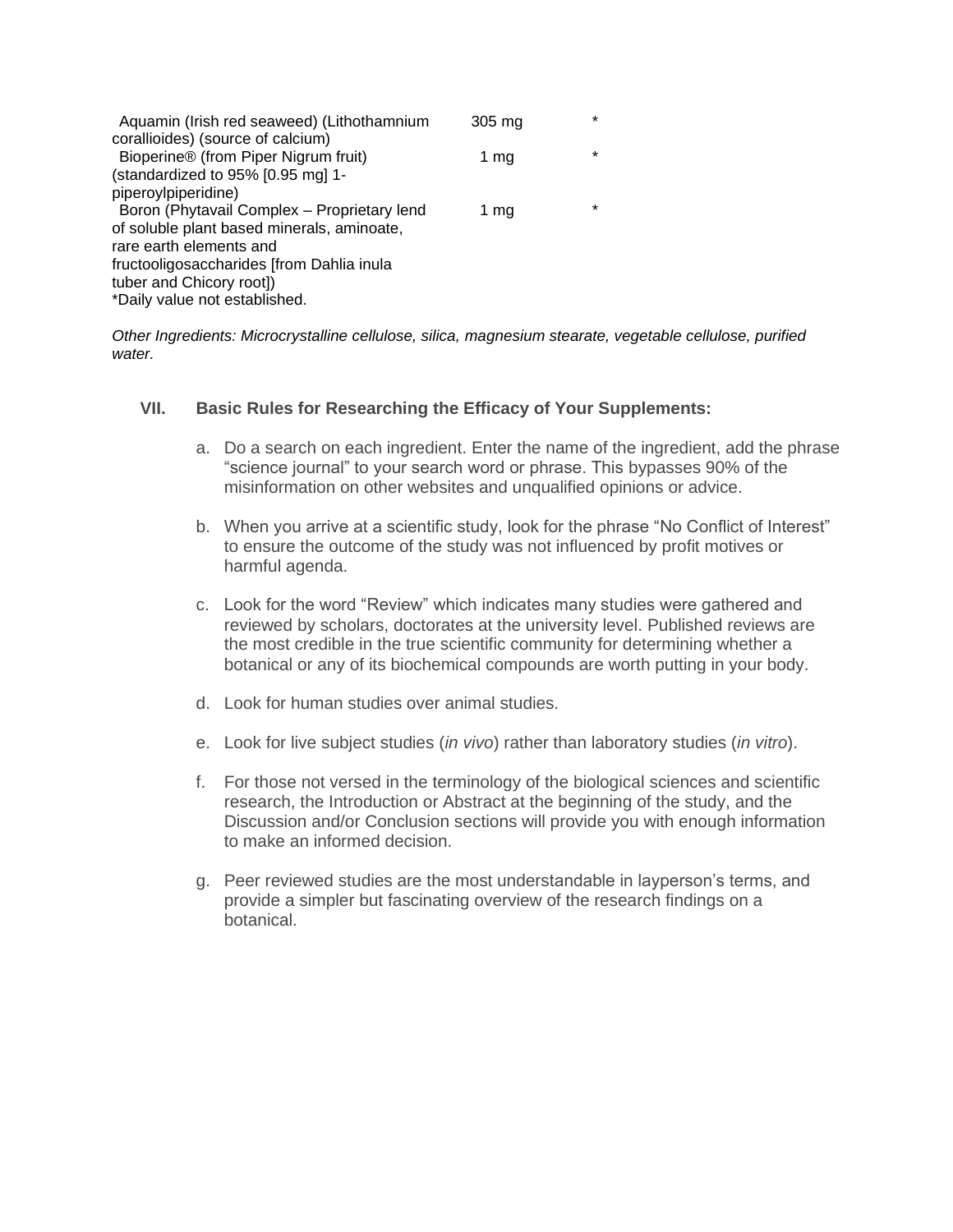| | | |
|---|---|---|
| Aquamin (Irish red seaweed) (Lithothamnium corallioides) (source of calcium) | 305 mg | * |
| Bioperine® (from Piper Nigrum fruit) (standardized to 95% [0.95 mg] 1-piperoylpiperidine) | 1 mg | * |
| Boron (Phytavail Complex – Proprietary lend of soluble plant based minerals, aminoate, rare earth elements and fructooligosaccharides [from Dahlia inula tuber and Chicory root]) | 1 mg | * |

*Daily value not established.

*Other Ingredients: Microcrystalline cellulose, silica, magnesium stearate, vegetable cellulose, purified water.*

## VII. Basic Rules for Researching the Efficacy of Your Supplements:

a. Do a search on each ingredient. Enter the name of the ingredient, add the phrase "science journal" to your search word or phrase. This bypasses 90% of the misinformation on other websites and unqualified opinions or advice.

b. When you arrive at a scientific study, look for the phrase "No Conflict of Interest" to ensure the outcome of the study was not influenced by profit motives or harmful agenda.

c. Look for the word "Review" which indicates many studies were gathered and reviewed by scholars, doctorates at the university level. Published reviews are the most credible in the true scientific community for determining whether a botanical or any of its biochemical compounds are worth putting in your body.

d. Look for human studies over animal studies.

e. Look for live subject studies (*in vivo*) rather than laboratory studies (*in vitro*).

f. For those not versed in the terminology of the biological sciences and scientific research, the Introduction or Abstract at the beginning of the study, and the Discussion and/or Conclusion sections will provide you with enough information to make an informed decision.

g. Peer reviewed studies are the most understandable in layperson's terms, and provide a simpler but fascinating overview of the research findings on a botanical.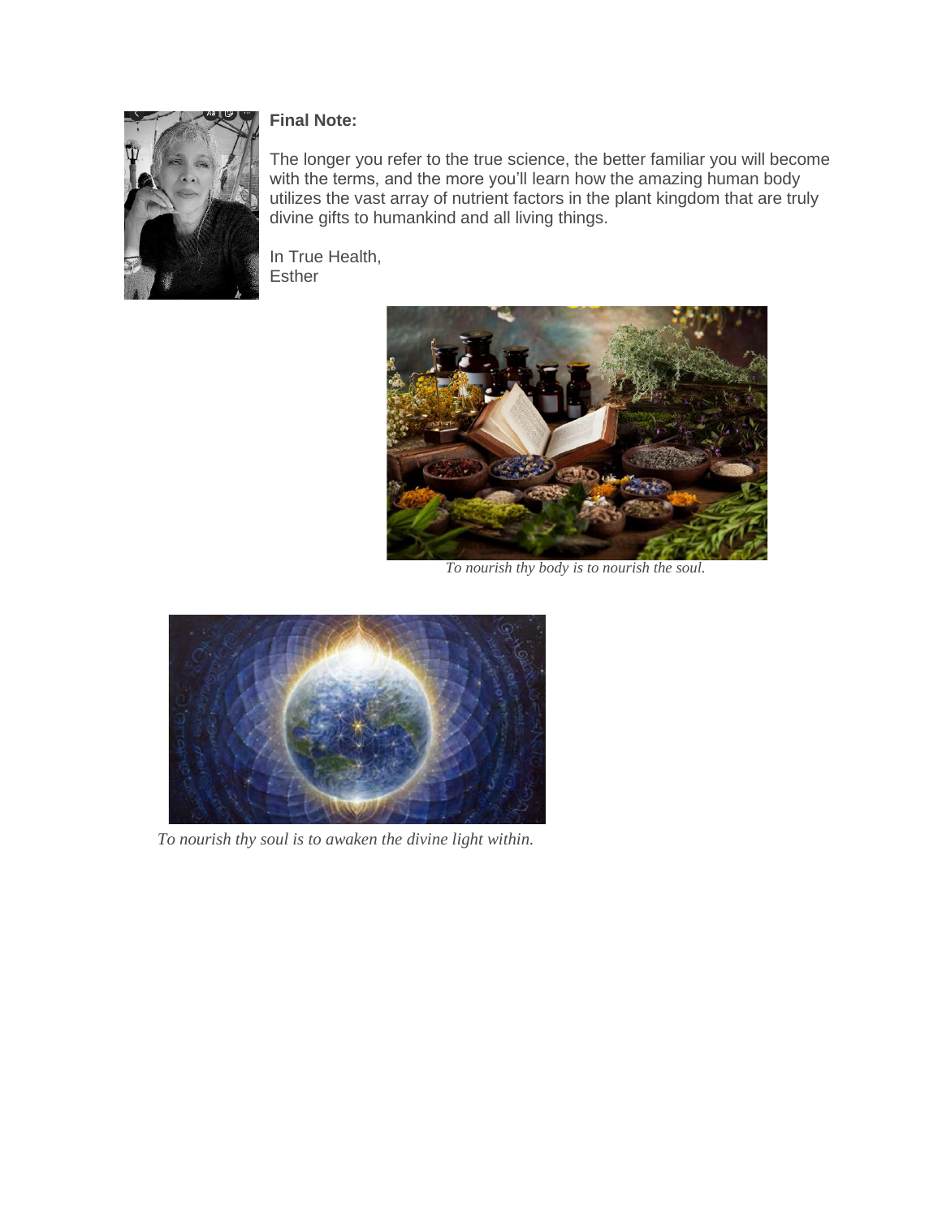**Final Note:**

The longer you refer to the true science, the better familiar you will become with the terms, and the more you'll learn how the amazing human body utilizes the vast array of nutrient factors in the plant kingdom that are truly divine gifts to humankind and all living things.

In True Health,
Esther

*To nourish thy body is to nourish the soul.*

*To nourish thy soul is to awaken the divine light within.*